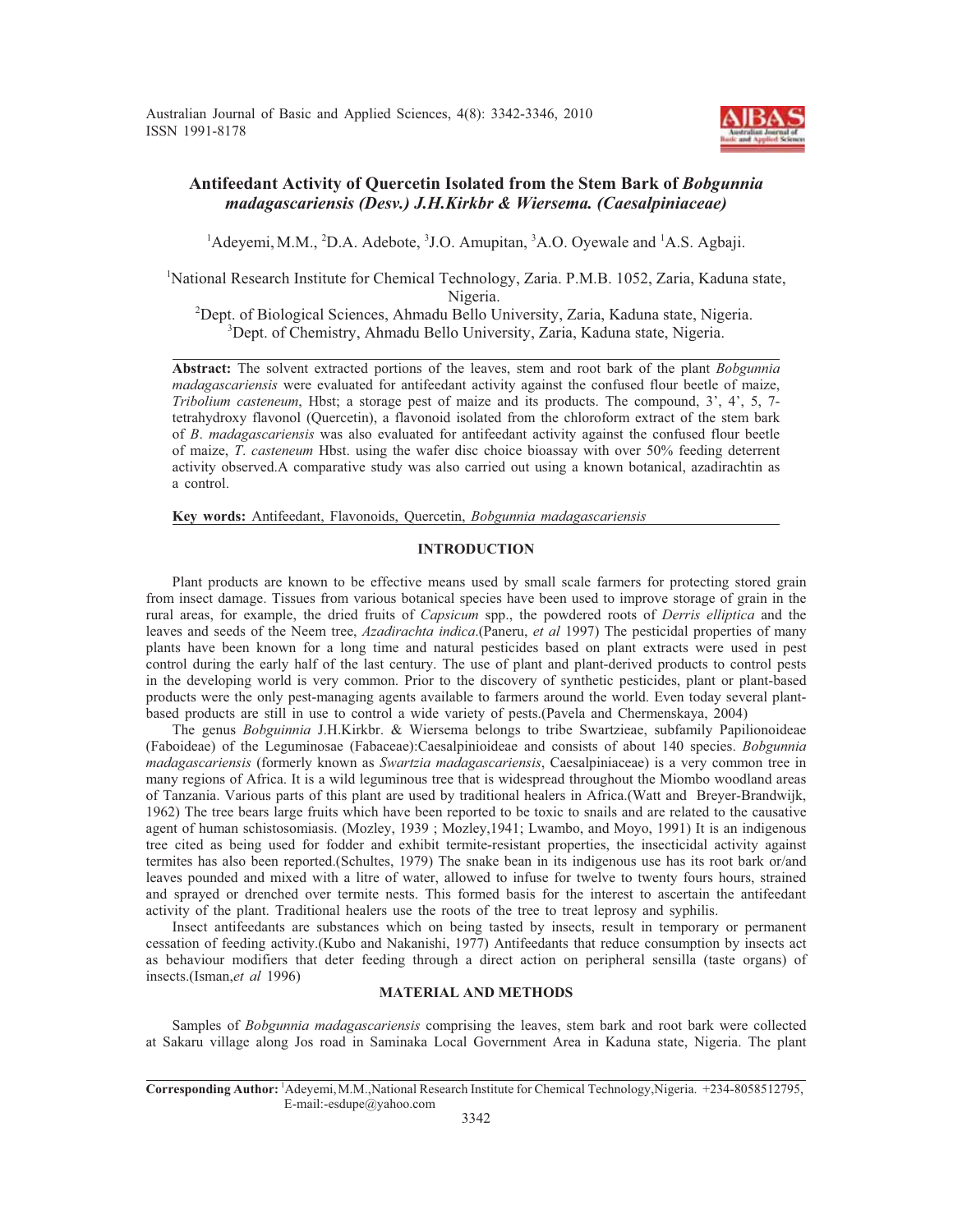# Antifeedant Activity of Quercetin Isolated from the Stem Bark of *Bobgunnia madagascariensis (Desv.) J.H.Kirkbr & Wiersema. (Caesalpiniaceae)*

[1]Adeyemi, M.M., [2]D.A. Adebote, [3]J.O. Amupitan, [3]A.O. Oyewale and [1]A.S. Agbaji.

[1]National Research Institute for Chemical Technology, Zaria. P.M.B. 1052, Zaria, Kaduna state, Nigeria.
[2]Dept. of Biological Sciences, Ahmadu Bello University, Zaria, Kaduna state, Nigeria.
[3]Dept. of Chemistry, Ahmadu Bello University, Zaria, Kaduna state, Nigeria.

**Abstract:** The solvent extracted portions of the leaves, stem and root bark of the plant *Bobgunnia madagascariensis* were evaluated for antifeedant activity against the confused flour beetle of maize, *Tribolium casteneum*, Hbst; a storage pest of maize and its products. The compound, 3', 4', 5, 7-tetrahydroxy flavonol (Quercetin), a flavonoid isolated from the chloroform extract of the stem bark of *B*. *madagascariensis* was also evaluated for antifeedant activity against the confused flour beetle of maize, *T*. *casteneum* Hbst. using the wafer disc choice bioassay with over 50% feeding deterrent activity observed.A comparative study was also carried out using a known botanical, azadirachtin as a control.

**Key words:** Antifeedant, Flavonoids, Quercetin, *Bobgunnia madagascariensis*

## INTRODUCTION

Plant products are known to be effective means used by small scale farmers for protecting stored grain from insect damage. Tissues from various botanical species have been used to improve storage of grain in the rural areas, for example, the dried fruits of *Capsicum* spp., the powdered roots of *Derris elliptica* and the leaves and seeds of the Neem tree, *Azadirachta indica*.(Paneru, *et al* 1997) The pesticidal properties of many plants have been known for a long time and natural pesticides based on plant extracts were used in pest control during the early half of the last century. The use of plant and plant-derived products to control pests in the developing world is very common. Prior to the discovery of synthetic pesticides, plant or plant-based products were the only pest-managing agents available to farmers around the world. Even today several plant-based products are still in use to control a wide variety of pests.(Pavela and Chermenskaya, 2004)

The genus *Bobguinnia* J.H.Kirkbr. & Wiersema belongs to tribe Swartzieae, subfamily Papilionoideae (Faboideae) of the Leguminosae (Fabaceae):Caesalpinioideae and consists of about 140 species. *Bobgunnia madagascariensis* (formerly known as *Swartzia madagascariensis*, Caesalpiniaceae) is a very common tree in many regions of Africa. It is a wild leguminous tree that is widespread throughout the Miombo woodland areas of Tanzania. Various parts of this plant are used by traditional healers in Africa.(Watt and Breyer-Brandwijk, 1962) The tree bears large fruits which have been reported to be toxic to snails and are related to the causative agent of human schistosomiasis. (Mozley, 1939 ; Mozley,1941; Lwambo, and Moyo, 1991) It is an indigenous tree cited as being used for fodder and exhibit termite-resistant properties, the insecticidal activity against termites has also been reported.(Schultes, 1979) The snake bean in its indigenous use has its root bark or/and leaves pounded and mixed with a litre of water, allowed to infuse for twelve to twenty fours hours, strained and sprayed or drenched over termite nests. This formed basis for the interest to ascertain the antifeedant activity of the plant. Traditional healers use the roots of the tree to treat leprosy and syphilis.

Insect antifeedants are substances which on being tasted by insects, result in temporary or permanent cessation of feeding activity.(Kubo and Nakanishi, 1977) Antifeedants that reduce consumption by insects act as behaviour modifiers that deter feeding through a direct action on peripheral sensilla (taste organs) of insects.(Isman,*et al* 1996)

## MATERIAL AND METHODS

Samples of *Bobgunnia madagascariensis* comprising the leaves, stem bark and root bark were collected at Sakaru village along Jos road in Saminaka Local Government Area in Kaduna state, Nigeria. The plant

**Corresponding Author:** [1]Adeyemi, M.M.,National Research Institute for Chemical Technology,Nigeria. +234-8058512795, E-mail:-esdupe@yahoo.com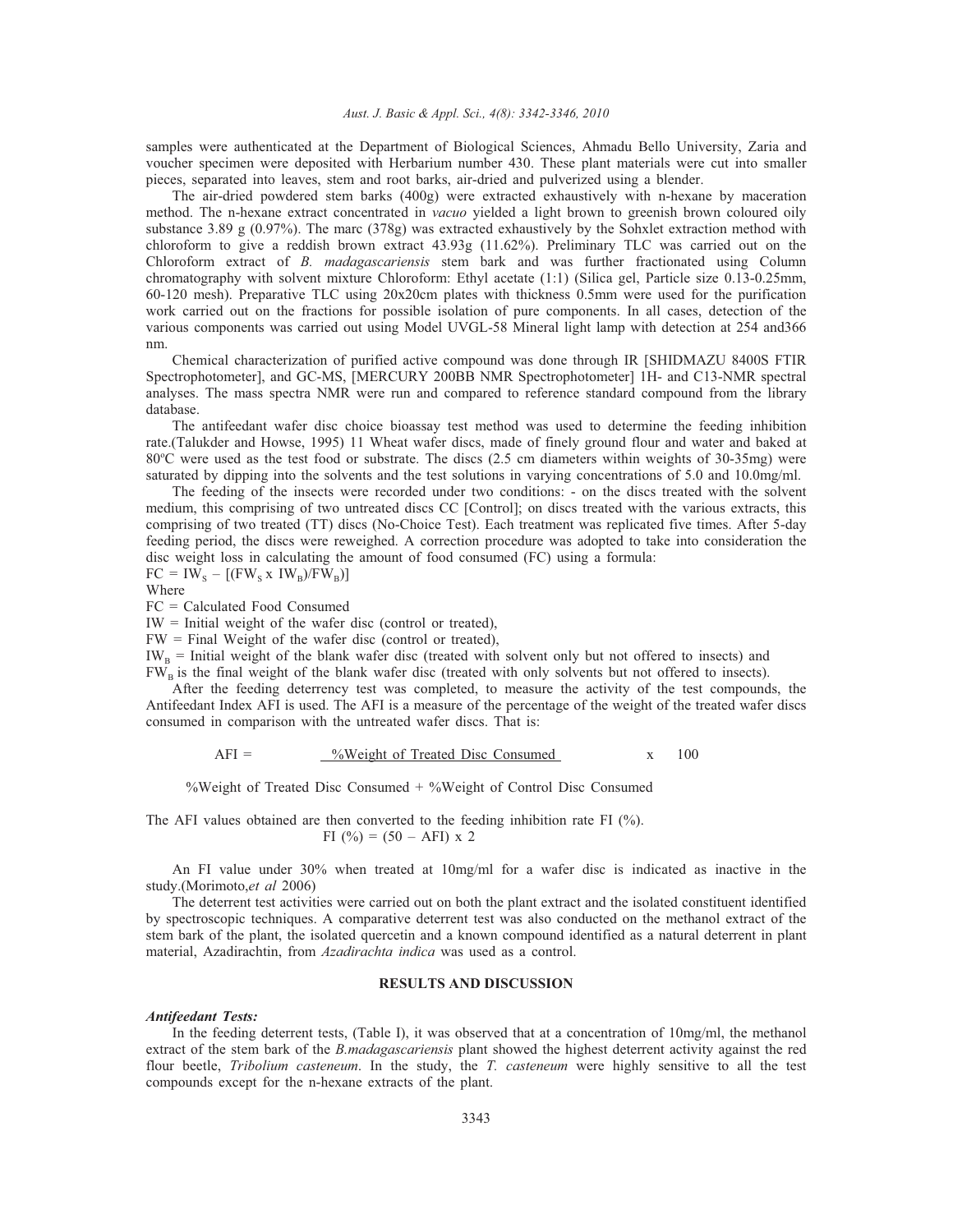samples were authenticated at the Department of Biological Sciences, Ahmadu Bello University, Zaria and voucher specimen were deposited with Herbarium number 430. These plant materials were cut into smaller pieces, separated into leaves, stem and root barks, air-dried and pulverized using a blender.

The air-dried powdered stem barks (400g) were extracted exhaustively with n-hexane by maceration method. The n-hexane extract concentrated in *vacuo* yielded a light brown to greenish brown coloured oily substance 3.89 g (0.97%). The marc (378g) was extracted exhaustively by the Sohxlet extraction method with chloroform to give a reddish brown extract 43.93g (11.62%). Preliminary TLC was carried out on the Chloroform extract of *B. madagascariensis* stem bark and was further fractionated using Column chromatography with solvent mixture Chloroform: Ethyl acetate (1:1) (Silica gel, Particle size 0.13-0.25mm, 60-120 mesh). Preparative TLC using 20x20cm plates with thickness 0.5mm were used for the purification work carried out on the fractions for possible isolation of pure components. In all cases, detection of the various components was carried out using Model UVGL-58 Mineral light lamp with detection at 254 and366 nm.

Chemical characterization of purified active compound was done through IR [SHIDMAZU 8400S FTIR Spectrophotometer], and GC-MS, [MERCURY 200BB NMR Spectrophotometer] 1H- and C13-NMR spectral analyses. The mass spectra NMR were run and compared to reference standard compound from the library database.

The antifeedant wafer disc choice bioassay test method was used to determine the feeding inhibition rate.(Talukder and Howse, 1995) 11 Wheat wafer discs, made of finely ground flour and water and baked at 80ºC were used as the test food or substrate. The discs (2.5 cm diameters within weights of 30-35mg) were saturated by dipping into the solvents and the test solutions in varying concentrations of 5.0 and 10.0mg/ml.

The feeding of the insects were recorded under two conditions: - on the discs treated with the solvent medium, this comprising of two untreated discs CC [Control]; on discs treated with the various extracts, this comprising of two treated (TT) discs (No-Choice Test). Each treatment was replicated five times. After 5-day feeding period, the discs were reweighed. A correction procedure was adopted to take into consideration the disc weight loss in calculating the amount of food consumed (FC) using a formula:

$$FC = IW_S - [(FW_S \times IW_B)/FW_B)]$$

Where

FC = Calculated Food Consumed

IW = Initial weight of the wafer disc (control or treated),

FW = Final Weight of the wafer disc (control or treated),

$IW_B$ = Initial weight of the blank wafer disc (treated with solvent only but not offered to insects) and

$FW_B$ is the final weight of the blank wafer disc (treated with only solvents but not offered to insects).

After the feeding deterrency test was completed, to measure the activity of the test compounds, the Antifeedant Index AFI is used. The AFI is a measure of the percentage of the weight of the treated wafer discs consumed in comparison with the untreated wafer discs. That is:

$$AFI = \frac{\%\text{Weight of Treated Disc Consumed}}{\%\text{Weight of Treated Disc Consumed} + \%\text{Weight of Control Disc Consumed}} \times 100$$

The AFI values obtained are then converted to the feeding inhibition rate FI (%).

$$FI\ (\%) = (50 - AFI) \times 2$$

An FI value under 30% when treated at 10mg/ml for a wafer disc is indicated as inactive in the study.(Morimoto,*et al* 2006)

The deterrent test activities were carried out on both the plant extract and the isolated constituent identified by spectroscopic techniques. A comparative deterrent test was also conducted on the methanol extract of the stem bark of the plant, the isolated quercetin and a known compound identified as a natural deterrent in plant material, Azadirachtin, from *Azadirachta indica* was used as a control.

## RESULTS AND DISCUSSION

***Antifeedant Tests:***

In the feeding deterrent tests, (Table I), it was observed that at a concentration of 10mg/ml, the methanol extract of the stem bark of the *B.madagascariensis* plant showed the highest deterrent activity against the red flour beetle, *Tribolium casteneum*. In the study, the *T. casteneum* were highly sensitive to all the test compounds except for the n-hexane extracts of the plant.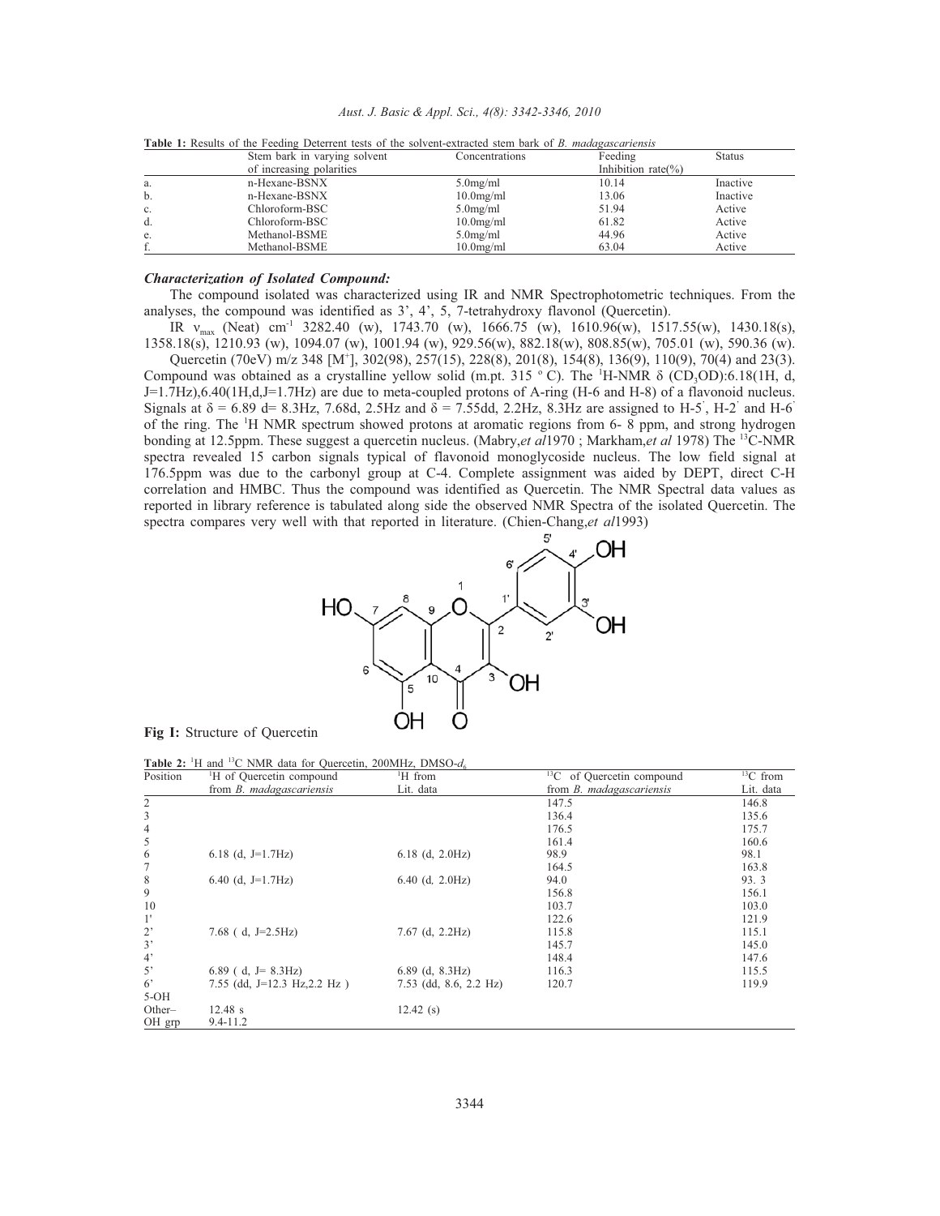**Table 1:** Results of the Feeding Deterrent tests of the solvent-extracted stem bark of *B. madagascariensis*

| | Stem bark in varying solvent of increasing polarities | Concentrations | Feeding Inhibition rate(%) | Status |
|---|---|---|---|---|
| a. | n-Hexane-BSNX | 5.0mg/ml | 10.14 | Inactive |
| b. | n-Hexane-BSNX | 10.0mg/ml | 13.06 | Inactive |
| c. | Chloroform-BSC | 5.0mg/ml | 51.94 | Active |
| d. | Chloroform-BSC | 10.0mg/ml | 61.82 | Active |
| e. | Methanol-BSME | 5.0mg/ml | 44.96 | Active |
| f. | Methanol-BSME | 10.0mg/ml | 63.04 | Active |

***Characterization of Isolated Compound:***

The compound isolated was characterized using IR and NMR Spectrophotometric techniques. From the analyses, the compound was identified as 3', 4', 5, 7-tetrahydroxy flavonol (Quercetin).

IR $\nu_{max}$ (Neat) $cm^{-1}$ 3282.40 (w), 1743.70 (w), 1666.75 (w), 1610.96(w), 1517.55(w), 1430.18(s), 1358.18(s), 1210.93 (w), 1094.07 (w), 1001.94 (w), 929.56(w), 882.18(w), 808.85(w), 705.01 (w), 590.36 (w).

Quercetin (70eV) m/z 348 [$M^+$], 302(98), 257(15), 228(8), 201(8), 154(8), 136(9), 110(9), 70(4) and 23(3). Compound was obtained as a crystalline yellow solid (m.pt. 315 °C). The $^1$H-NMR δ ($CD_3OD$):6.18(1H, d, J=1.7Hz),6.40(1H,d,J=1.7Hz) are due to meta-coupled protons of A-ring (H-6 and H-8) of a flavonoid nucleus. Signals at δ = 6.89 d= 8.3Hz, 7.68d, 2.5Hz and δ = 7.55dd, 2.2Hz, 8.3Hz are assigned to H-5', H-2' and H-6' of the ring. The $^1$H NMR spectrum showed protons at aromatic regions from 6- 8 ppm, and strong hydrogen bonding at 12.5ppm. These suggest a quercetin nucleus. (Mabry,*et al*1970 ; Markham,*et al* 1978) The $^{13}$C-NMR spectra revealed 15 carbon signals typical of flavonoid monoglycoside nucleus. The low field signal at 176.5ppm was due to the carbonyl group at C-4. Complete assignment was aided by DEPT, direct C-H correlation and HMBC. Thus the compound was identified as Quercetin. The NMR Spectral data values as reported in library reference is tabulated along side the observed NMR Spectra of the isolated Quercetin. The spectra compares very well with that reported in literature. (Chien-Chang,*et al*1993)

**Fig I:** Structure of Quercetin

**Table 2:** $^1$H and $^{13}$C NMR data for Quercetin, 200MHz, DMSO-$d_6$

| Position | $^1$H of Quercetin compound from *B. madagascariensis* | $^1$H from Lit. data | $^{13}$C of Quercetin compound from *B. madagascariensis* | $^{13}$C from Lit. data |
|---|---|---|---|---|
| 2 | | | 147.5 | 146.8 |
| 3 | | | 136.4 | 135.6 |
| 4 | | | 176.5 | 175.7 |
| 5 | | | 161.4 | 160.6 |
| 6 | 6.18 (d, J=1.7Hz) | 6.18 (d, 2.0Hz) | 98.9 | 98.1 |
| 7 | | | 164.5 | 163.8 |
| 8 | 6.40 (d, J=1.7Hz) | 6.40 (d, 2.0Hz) | 94.0 | 93. 3 |
| 9 | | | 156.8 | 156.1 |
| 10 | | | 103.7 | 103.0 |
| 1' | | | 122.6 | 121.9 |
| 2' | 7.68 ( d, J=2.5Hz) | 7.67 (d, 2.2Hz) | 115.8 | 115.1 |
| 3' | | | 145.7 | 145.0 |
| 4' | | | 148.4 | 147.6 |
| 5' | 6.89 ( d, J= 8.3Hz) | 6.89 (d, 8.3Hz) | 116.3 | 115.5 |
| 6' | 7.55 (dd, J=12.3 Hz,2.2 Hz ) | 7.53 (dd, 8.6, 2.2 Hz) | 120.7 | 119.9 |
| 5-OH | 12.48 s | 12.42 (s) | | |
| Other– OH grp | 9.4-11.2 | | | |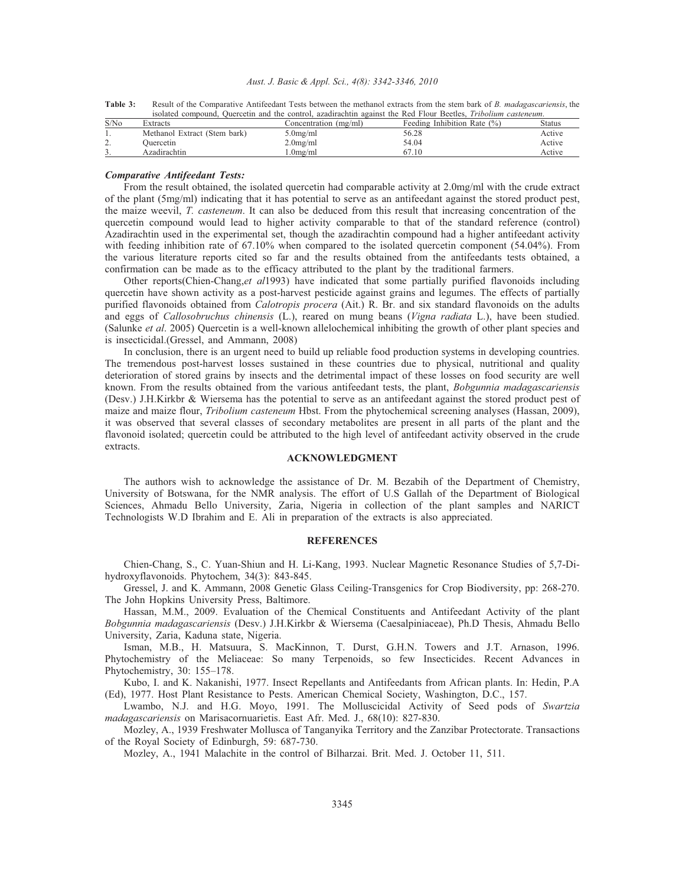**Table 3:** Result of the Comparative Antifeedant Tests between the methanol extracts from the stem bark of *B. madagascariensis*, the isolated compound, Quercetin and the control, azadirachtin against the Red Flour Beetles, *Tribolium casteneum*.

| S/No | Extracts | Concentration (mg/ml) | Feeding Inhibition Rate (%) | Status |
|---|---|---|---|---|
| 1. | Methanol Extract (Stem bark) | 5.0mg/ml | 56.28 | Active |
| 2. | Quercetin | 2.0mg/ml | 54.04 | Active |
| 3. | Azadirachtin | 1.0mg/ml | 67.10 | Active |

### *Comparative Antifeedant Tests:*

From the result obtained, the isolated quercetin had comparable activity at 2.0mg/ml with the crude extract of the plant (5mg/ml) indicating that it has potential to serve as an antifeedant against the stored product pest, the maize weevil, *T. casteneum*. It can also be deduced from this result that increasing concentration of the quercetin compound would lead to higher activity comparable to that of the standard reference (control) Azadirachtin used in the experimental set, though the azadirachtin compound had a higher antifeedant activity with feeding inhibition rate of 67.10% when compared to the isolated quercetin component (54.04%). From the various literature reports cited so far and the results obtained from the antifeedants tests obtained, a confirmation can be made as to the efficacy attributed to the plant by the traditional farmers.

Other reports(Chien-Chang,*et al*1993) have indicated that some partially purified flavonoids including quercetin have shown activity as a post-harvest pesticide against grains and legumes. The effects of partially purified flavonoids obtained from *Calotropis procera* (Ait.) R. Br. and six standard flavonoids on the adults and eggs of *Callosobruchus chinensis* (L.), reared on mung beans (*Vigna radiata* L.), have been studied. (Salunke *et al*. 2005) Quercetin is a well-known allelochemical inhibiting the growth of other plant species and is insecticidal.(Gressel, and Ammann, 2008)

In conclusion, there is an urgent need to build up reliable food production systems in developing countries. The tremendous post-harvest losses sustained in these countries due to physical, nutritional and quality deterioration of stored grains by insects and the detrimental impact of these losses on food security are well known. From the results obtained from the various antifeedant tests, the plant, *Bobgunnia madagascariensis* (Desv.) J.H.Kirkbr & Wiersema has the potential to serve as an antifeedant against the stored product pest of maize and maize flour, *Tribolium casteneum* Hbst. From the phytochemical screening analyses (Hassan, 2009), it was observed that several classes of secondary metabolites are present in all parts of the plant and the flavonoid isolated; quercetin could be attributed to the high level of antifeedant activity observed in the crude extracts.

## ACKNOWLEDGMENT

The authors wish to acknowledge the assistance of Dr. M. Bezabih of the Department of Chemistry, University of Botswana, for the NMR analysis. The effort of U.S Gallah of the Department of Biological Sciences, Ahmadu Bello University, Zaria, Nigeria in collection of the plant samples and NARICT Technologists W.D Ibrahim and E. Ali in preparation of the extracts is also appreciated.

## REFERENCES

Chien-Chang, S., C. Yuan-Shiun and H. Li-Kang, 1993. Nuclear Magnetic Resonance Studies of 5,7-Dihydroxyflavonoids. Phytochem, 34(3): 843-845.

Gressel, J. and K. Ammann, 2008 Genetic Glass Ceiling-Transgenics for Crop Biodiversity, pp: 268-270. The John Hopkins University Press, Baltimore.

Hassan, M.M., 2009. Evaluation of the Chemical Constituents and Antifeedant Activity of the plant *Bobgunnia madagascariensis* (Desv.) J.H.Kirkbr & Wiersema (Caesalpiniaceae), Ph.D Thesis, Ahmadu Bello University, Zaria, Kaduna state, Nigeria.

Isman, M.B., H. Matsuura, S. MacKinnon, T. Durst, G.H.N. Towers and J.T. Arnason, 1996. Phytochemistry of the Meliaceae: So many Terpenoids, so few Insecticides. Recent Advances in Phytochemistry, 30: 155–178.

Kubo, I. and K. Nakanishi, 1977. Insect Repellants and Antifeedants from African plants. In: Hedin, P.A (Ed), 1977. Host Plant Resistance to Pests. American Chemical Society, Washington, D.C., 157.

Lwambo, N.J. and H.G. Moyo, 1991. The Molluscicidal Activity of Seed pods of *Swartzia madagascariensis* on Marisacornuarietis. East Afr. Med. J., 68(10): 827-830.

Mozley, A., 1939 Freshwater Mollusca of Tanganyika Territory and the Zanzibar Protectorate. Transactions of the Royal Society of Edinburgh, 59: 687-730.

Mozley, A., 1941 Malachite in the control of Bilharzai. Brit. Med. J. October 11, 511.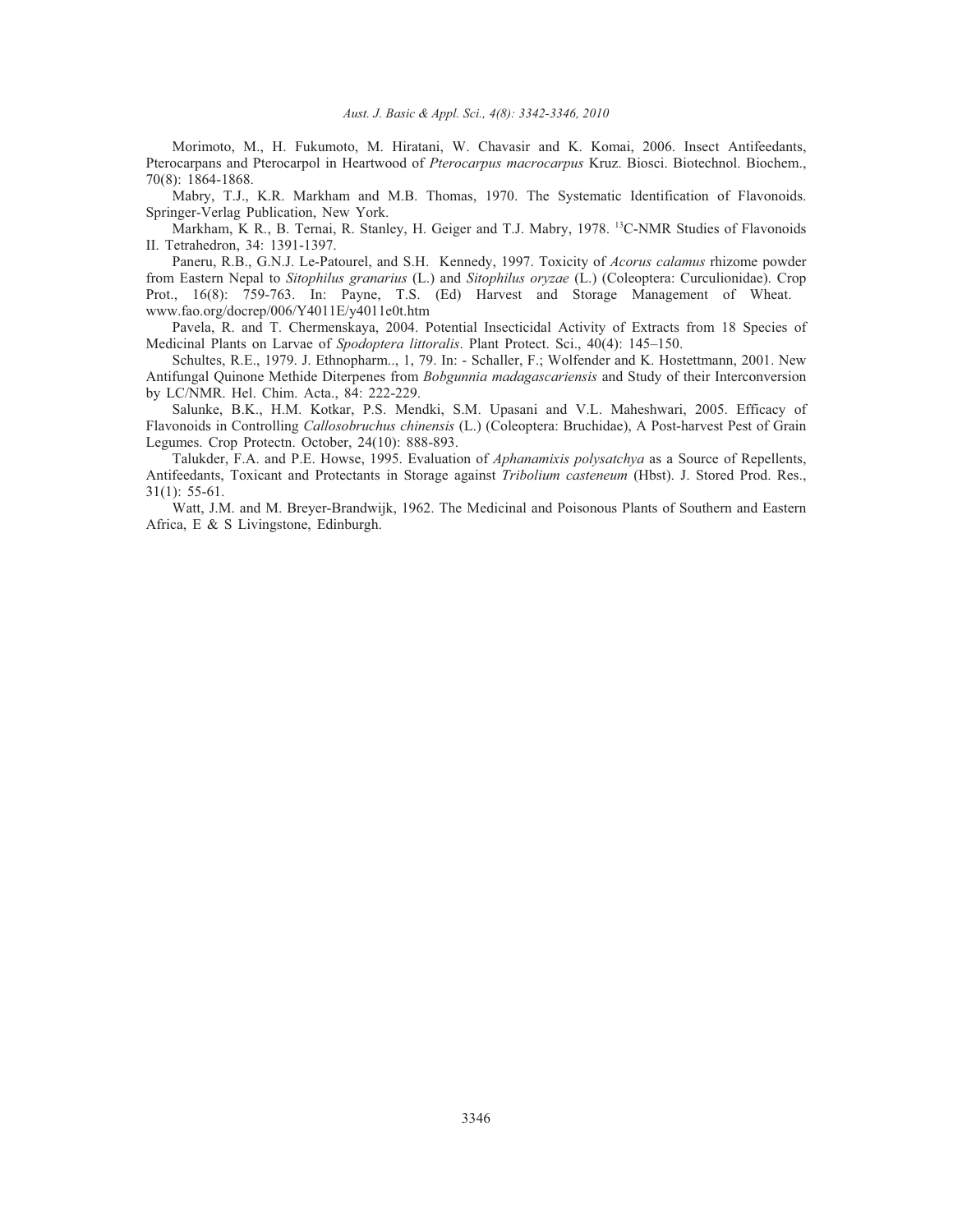Morimoto, M., H. Fukumoto, M. Hiratani, W. Chavasir and K. Komai, 2006. Insect Antifeedants, Pterocarpans and Pterocarpol in Heartwood of *Pterocarpus macrocarpus* Kruz. Biosci. Biotechnol. Biochem., 70(8): 1864-1868.

Mabry, T.J., K.R. Markham and M.B. Thomas, 1970. The Systematic Identification of Flavonoids. Springer-Verlag Publication, New York.

Markham, K R., B. Ternai, R. Stanley, H. Geiger and T.J. Mabry, 1978. $^{13}$C-NMR Studies of Flavonoids II. Tetrahedron, 34: 1391-1397.

Paneru, R.B., G.N.J. Le-Patourel, and S.H. Kennedy, 1997. Toxicity of *Acorus calamus* rhizome powder from Eastern Nepal to *Sitophilus granarius* (L.) and *Sitophilus oryzae* (L.) (Coleoptera: Curculionidae). Crop Prot., 16(8): 759-763. In: Payne, T.S. (Ed) Harvest and Storage Management of Wheat. www.fao.org/docrep/006/Y4011E/y4011e0t.htm

Pavela, R. and T. Chermenskaya, 2004. Potential Insecticidal Activity of Extracts from 18 Species of Medicinal Plants on Larvae of *Spodoptera littoralis*. Plant Protect. Sci., 40(4): 145–150.

Schultes, R.E., 1979. J. Ethnopharm.., 1, 79. In: - Schaller, F.; Wolfender and K. Hostettmann, 2001. New Antifungal Quinone Methide Diterpenes from *Bobgunnia madagascariensis* and Study of their Interconversion by LC/NMR. Hel. Chim. Acta., 84: 222-229.

Salunke, B.K., H.M. Kotkar, P.S. Mendki, S.M. Upasani and V.L. Maheshwari, 2005. Efficacy of Flavonoids in Controlling *Callosobruchus chinensis* (L.) (Coleoptera: Bruchidae), A Post-harvest Pest of Grain Legumes. Crop Protectn. October, 24(10): 888-893.

Talukder, F.A. and P.E. Howse, 1995. Evaluation of *Aphanamixis polysatchya* as a Source of Repellents, Antifeedants, Toxicant and Protectants in Storage against *Tribolium casteneum* (Hbst). J. Stored Prod. Res., 31(1): 55-61.

Watt, J.M. and M. Breyer-Brandwijk, 1962. The Medicinal and Poisonous Plants of Southern and Eastern Africa, E & S Livingstone, Edinburgh.